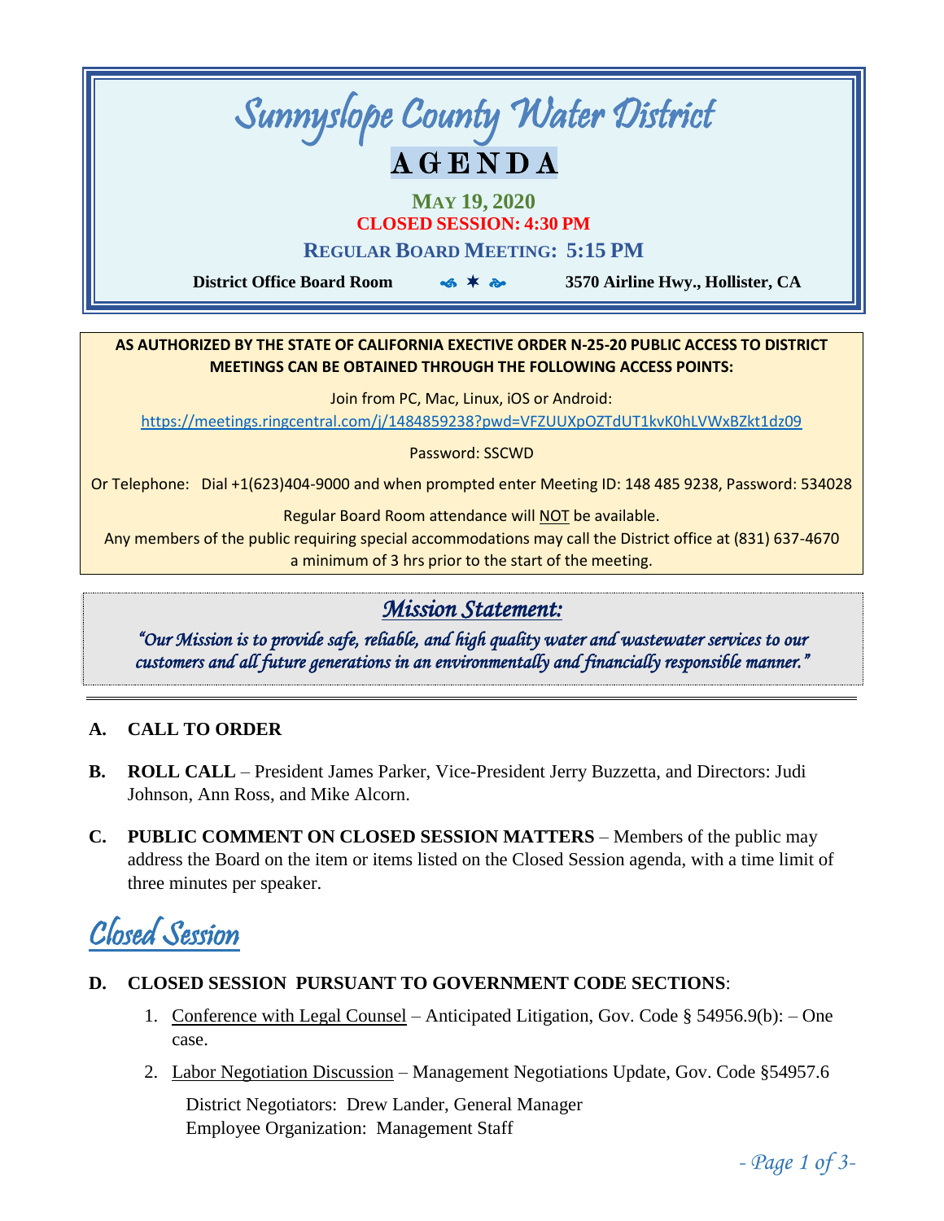# Sunnyslope County Water District

# AGENDA

**MAY 19, 2020**

**CLOSED SESSION: 4:30 PM**

**REGULAR BOARD MEETING: 5:15 PM**

**District Office Board Room** ✶ **3570 Airline Hwy., Hollister, CA**

**AS AUTHORIZED BY THE STATE OF CALIFORNIA EXECTIVE ORDER N-25-20 PUBLIC ACCESS TO DISTRICT MEETINGS CAN BE OBTAINED THROUGH THE FOLLOWING ACCESS POINTS:**

Join from PC, Mac, Linux, iOS or Android:

https://meetings.ringcentral.com/j/1484859238?pwd=VFZUUXpOZTdUT1kvK0hLVWxBZkt1dz09

Password: SSCWD

Or Telephone: Dial +1(623)404-9000 and when prompted enter Meeting ID: 148 485 9238, Password: 534028

Regular Board Room attendance will NOT be available.

Any members of the public requiring special accommodations may call the District office at (831) 637-4670 a minimum of 3 hrs prior to the start of the meeting.

## *Mission Statement:*

*"Our Mission is to provide safe, reliable, and high quality water and wastewater services to our customers and all future generations in an environmentally and financially responsible manner."*

---

**A. CALL TO ORDER**

**B. ROLL CALL** – President James Parker, Vice-President Jerry Buzzetta, and Directors: Judi Johnson, Ann Ross, and Mike Alcorn.

**C. PUBLIC COMMENT ON CLOSED SESSION MATTERS** – Members of the public may address the Board on the item or items listed on the Closed Session agenda, with a time limit of three minutes per speaker.

## Closed Session

**D. CLOSED SESSION PURSUANT TO GOVERNMENT CODE SECTIONS**:

1. Conference with Legal Counsel – Anticipated Litigation, Gov. Code § 54956.9(b): – One case.
2. Labor Negotiation Discussion – Management Negotiations Update, Gov. Code §54957.6

   District Negotiators: Drew Lander, General Manager
   Employee Organization: Management Staff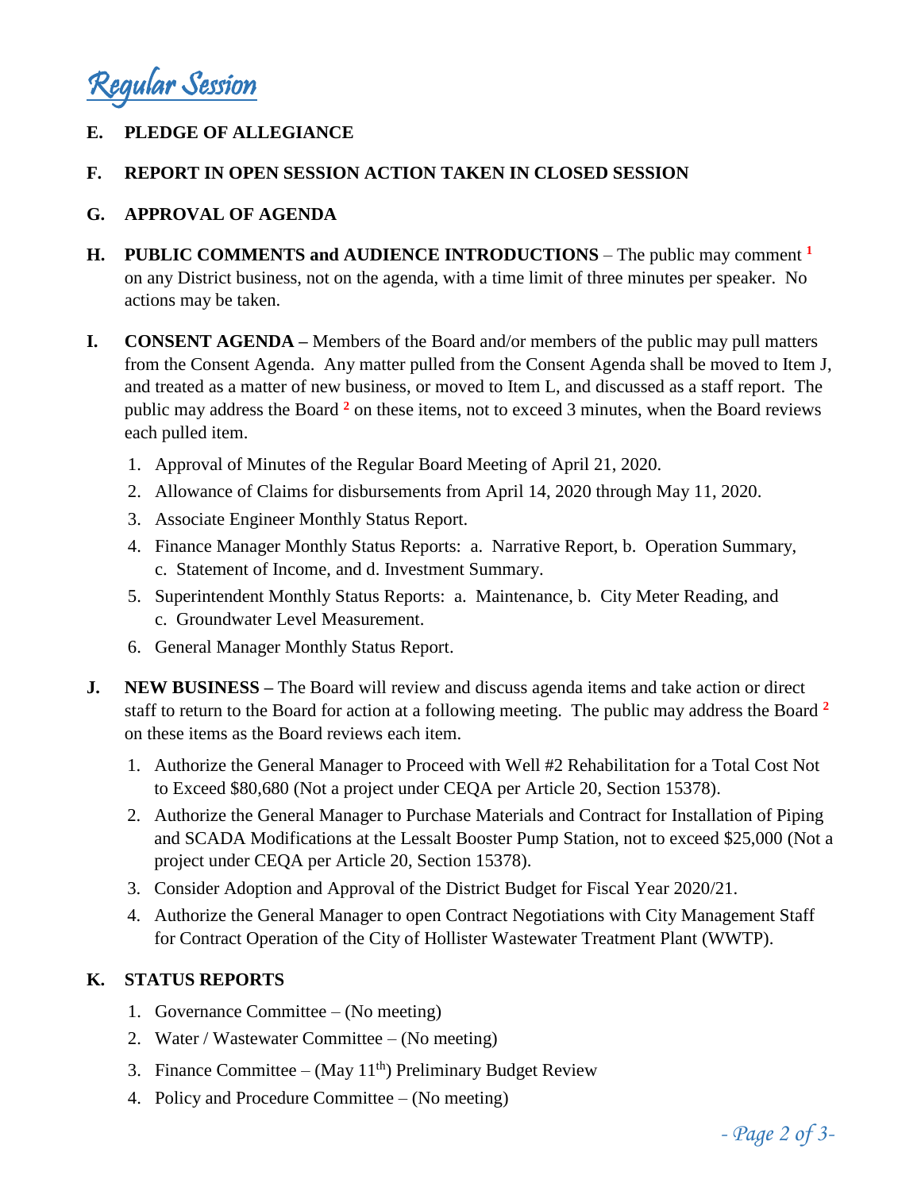# Regular Session

**E. PLEDGE OF ALLEGIANCE**

**F. REPORT IN OPEN SESSION ACTION TAKEN IN CLOSED SESSION**

**G. APPROVAL OF AGENDA**

**H. PUBLIC COMMENTS and AUDIENCE INTRODUCTIONS** – The public may comment [1] on any District business, not on the agenda, with a time limit of three minutes per speaker. No actions may be taken.

**I. CONSENT AGENDA –** Members of the Board and/or members of the public may pull matters from the Consent Agenda. Any matter pulled from the Consent Agenda shall be moved to Item J, and treated as a matter of new business, or moved to Item L, and discussed as a staff report. The public may address the Board [2] on these items, not to exceed 3 minutes, when the Board reviews each pulled item.

1. Approval of Minutes of the Regular Board Meeting of April 21, 2020.
2. Allowance of Claims for disbursements from April 14, 2020 through May 11, 2020.
3. Associate Engineer Monthly Status Report.
4. Finance Manager Monthly Status Reports: a. Narrative Report, b. Operation Summary, c. Statement of Income, and d. Investment Summary.
5. Superintendent Monthly Status Reports: a. Maintenance, b. City Meter Reading, and c. Groundwater Level Measurement.
6. General Manager Monthly Status Report.

**J. NEW BUSINESS –** The Board will review and discuss agenda items and take action or direct staff to return to the Board for action at a following meeting. The public may address the Board [2] on these items as the Board reviews each item.

1. Authorize the General Manager to Proceed with Well #2 Rehabilitation for a Total Cost Not to Exceed $80,680 (Not a project under CEQA per Article 20, Section 15378).
2. Authorize the General Manager to Purchase Materials and Contract for Installation of Piping and SCADA Modifications at the Lessalt Booster Pump Station, not to exceed $25,000 (Not a project under CEQA per Article 20, Section 15378).
3. Consider Adoption and Approval of the District Budget for Fiscal Year 2020/21.
4. Authorize the General Manager to open Contract Negotiations with City Management Staff for Contract Operation of the City of Hollister Wastewater Treatment Plant (WWTP).

**K. STATUS REPORTS**

1. Governance Committee – (No meeting)
2. Water / Wastewater Committee – (No meeting)
3. Finance Committee – (May 11th) Preliminary Budget Review
4. Policy and Procedure Committee – (No meeting)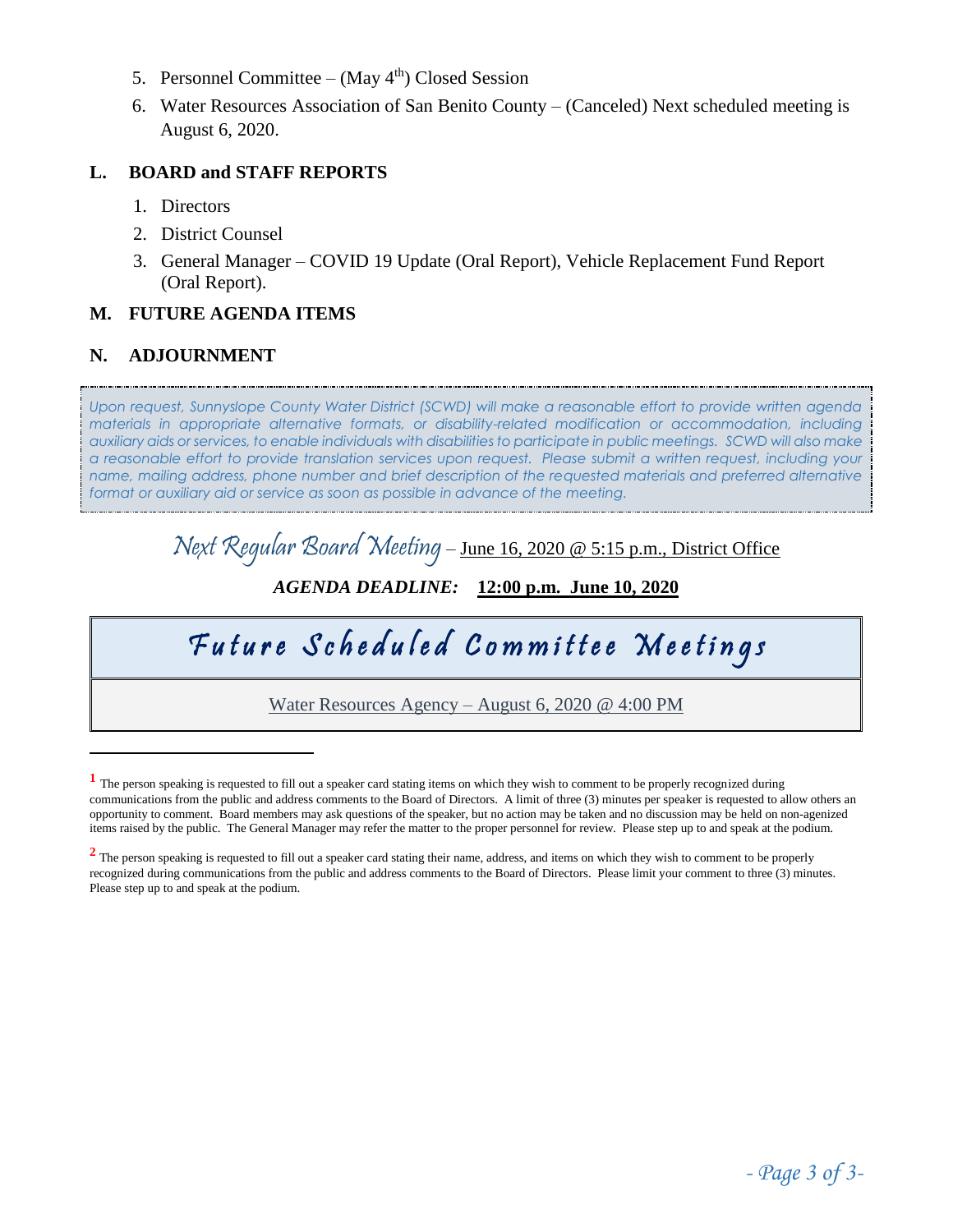5. Personnel Committee – (May 4th) Closed Session
6. Water Resources Association of San Benito County – (Canceled) Next scheduled meeting is August 6, 2020.

## L. BOARD and STAFF REPORTS

1. Directors
2. District Counsel
3. General Manager – COVID 19 Update (Oral Report), Vehicle Replacement Fund Report (Oral Report).

## M. FUTURE AGENDA ITEMS

## N. ADJOURNMENT

*Upon request, Sunnyslope County Water District (SCWD) will make a reasonable effort to provide written agenda materials in appropriate alternative formats, or disability-related modification or accommodation, including auxiliary aids or services, to enable individuals with disabilities to participate in public meetings. SCWD will also make a reasonable effort to provide translation services upon request. Please submit a written request, including your name, mailing address, phone number and brief description of the requested materials and preferred alternative format or auxiliary aid or service as soon as possible in advance of the meeting.*

*Next Regular Board Meeting* – June 16, 2020 @ 5:15 p.m., District Office

***AGENDA DEADLINE:*** **12:00 p.m. June 10, 2020**

## *Future Scheduled Committee Meetings*

Water Resources Agency – August 6, 2020 @ 4:00 PM

---

[1] The person speaking is requested to fill out a speaker card stating items on which they wish to comment to be properly recognized during communications from the public and address comments to the Board of Directors. A limit of three (3) minutes per speaker is requested to allow others an opportunity to comment. Board members may ask questions of the speaker, but no action may be taken and no discussion may be held on non-agenized items raised by the public. The General Manager may refer the matter to the proper personnel for review. Please step up to and speak at the podium.

[2] The person speaking is requested to fill out a speaker card stating their name, address, and items on which they wish to comment to be properly recognized during communications from the public and address comments to the Board of Directors. Please limit your comment to three (3) minutes. Please step up to and speak at the podium.